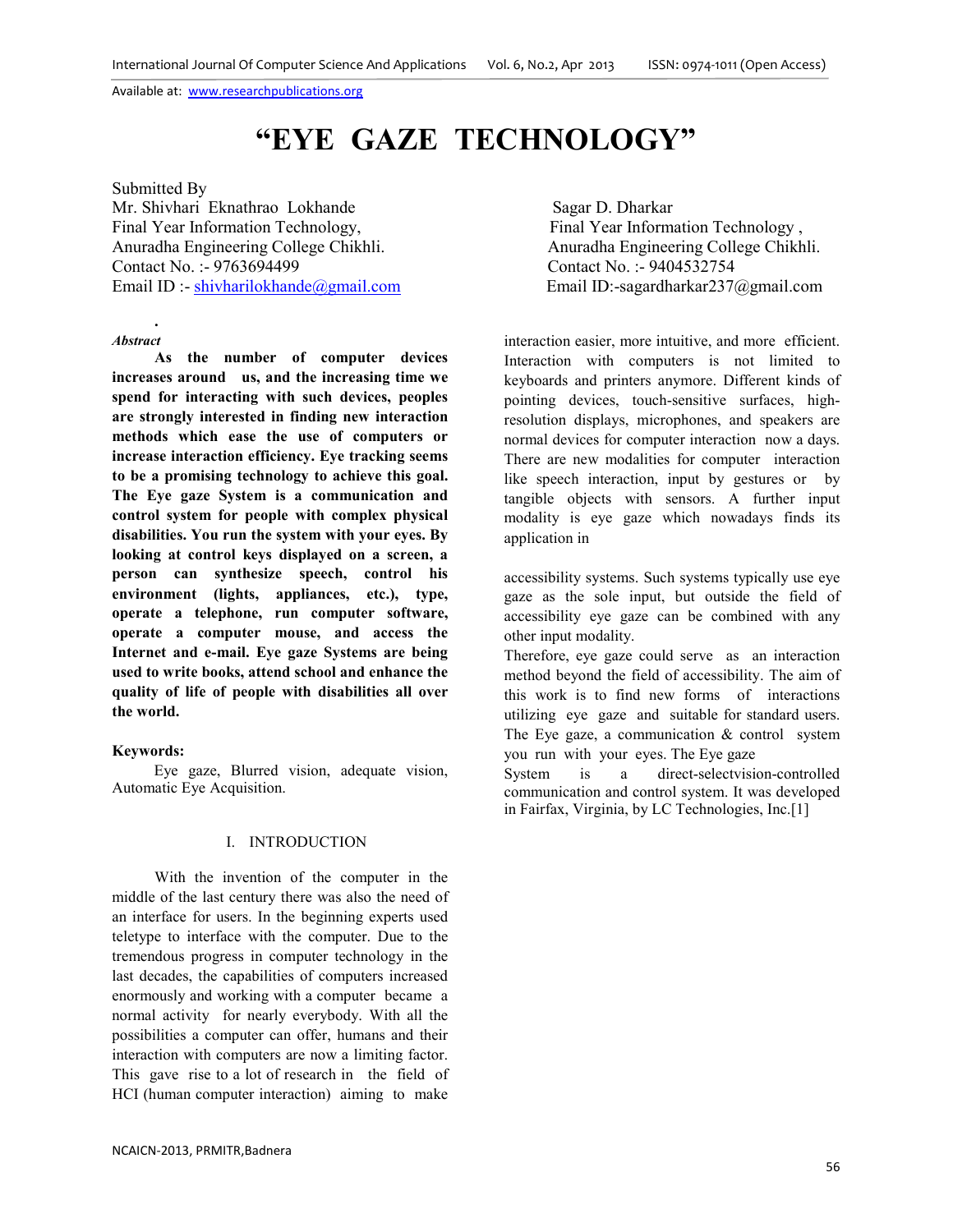# "EYE GAZE TECHNOLOGY"

Submitted By

Mr. Shivhari Eknathrao Lokhande
Final Year Information Technology,
Anuradha Engineering College Chikhli.
Contact No. :- 9763694499
Email ID :- shivharilokhande@gmail.com

Sagar D. Dharkar
Final Year Information Technology ,
Anuradha Engineering College Chikhli.
Contact No. :- 9404532754
Email ID:-sagardharkar237@gmail.com

*Abstract*

**As the number of computer devices increases around us, and the increasing time we spend for interacting with such devices, peoples are strongly interested in finding new interaction methods which ease the use of computers or increase interaction efficiency. Eye tracking seems to be a promising technology to achieve this goal. The Eye gaze System is a communication and control system for people with complex physical disabilities. You run the system with your eyes. By looking at control keys displayed on a screen, a person can synthesize speech, control his environment (lights, appliances, etc.), type, operate a telephone, run computer software, operate a computer mouse, and access the Internet and e-mail. Eye gaze Systems are being used to write books, attend school and enhance the quality of life of people with disabilities all over the world.**

**Keywords:**

Eye gaze, Blurred vision, adequate vision, Automatic Eye Acquisition.

## I. INTRODUCTION

With the invention of the computer in the middle of the last century there was also the need of an interface for users. In the beginning experts used teletype to interface with the computer. Due to the tremendous progress in computer technology in the last decades, the capabilities of computers increased enormously and working with a computer became a normal activity for nearly everybody. With all the possibilities a computer can offer, humans and their interaction with computers are now a limiting factor. This gave rise to a lot of research in the field of HCI (human computer interaction) aiming to make interaction easier, more intuitive, and more efficient. Interaction with computers is not limited to keyboards and printers anymore. Different kinds of pointing devices, touch-sensitive surfaces, high-resolution displays, microphones, and speakers are normal devices for computer interaction now a days. There are new modalities for computer interaction like speech interaction, input by gestures or by tangible objects with sensors. A further input modality is eye gaze which nowadays finds its application in

accessibility systems. Such systems typically use eye gaze as the sole input, but outside the field of accessibility eye gaze can be combined with any other input modality.

Therefore, eye gaze could serve as an interaction method beyond the field of accessibility. The aim of this work is to find new forms of interactions utilizing eye gaze and suitable for standard users. The Eye gaze, a communication & control system you run with your eyes. The Eye gaze System is a direct-selectvision-controlled communication and control system. It was developed in Fairfax, Virginia, by LC Technologies, Inc.[1]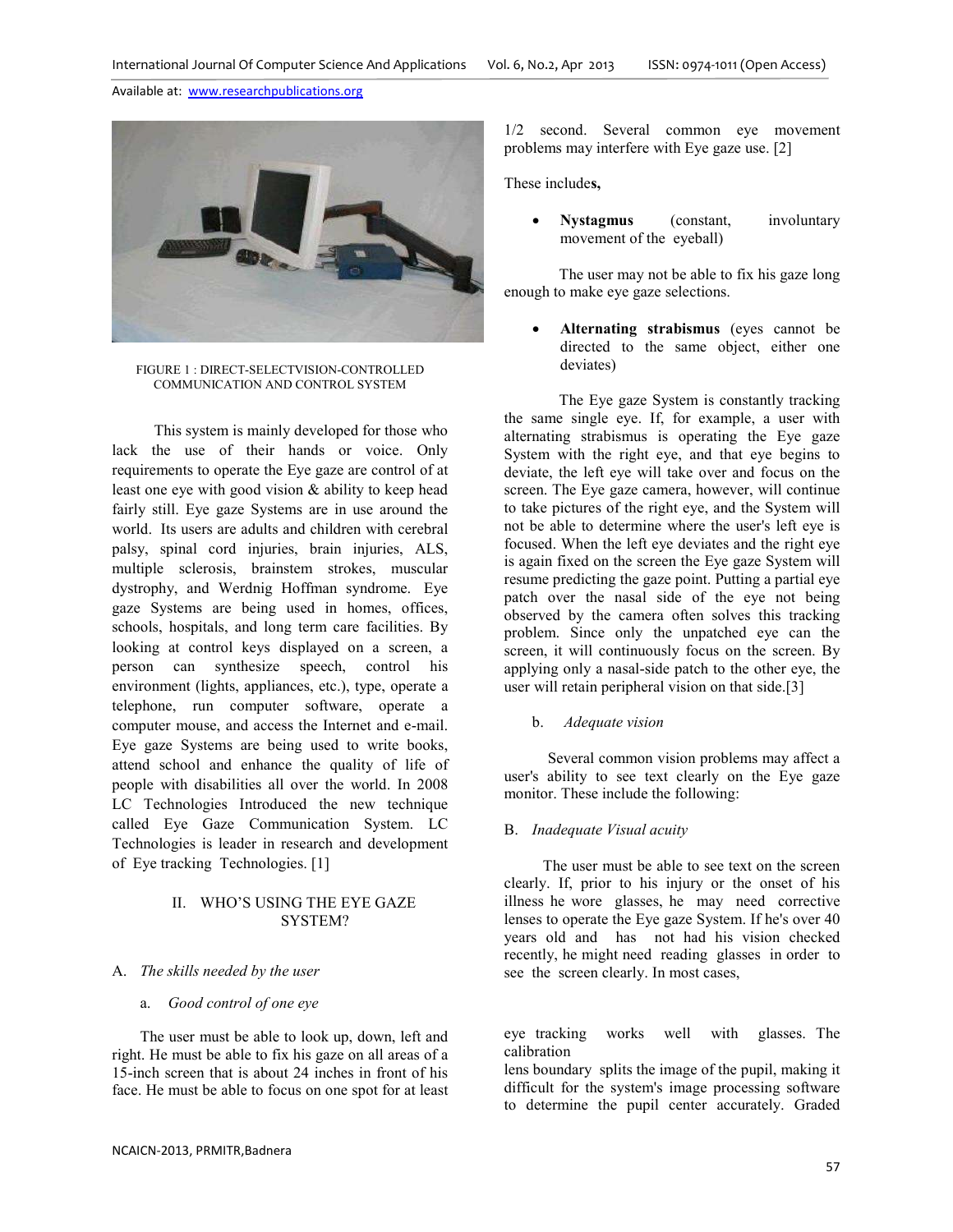FIGURE 1 : DIRECT-SELECTVISION-CONTROLLED COMMUNICATION AND CONTROL SYSTEM

This system is mainly developed for those who lack the use of their hands or voice. Only requirements to operate the Eye gaze are control of at least one eye with good vision & ability to keep head fairly still. Eye gaze Systems are in use around the world. Its users are adults and children with cerebral palsy, spinal cord injuries, brain injuries, ALS, multiple sclerosis, brainstem strokes, muscular dystrophy, and Werdnig Hoffman syndrome. Eye gaze Systems are being used in homes, offices, schools, hospitals, and long term care facilities. By looking at control keys displayed on a screen, a person can synthesize speech, control his environment (lights, appliances, etc.), type, operate a telephone, run computer software, operate a computer mouse, and access the Internet and e-mail. Eye gaze Systems are being used to write books, attend school and enhance the quality of life of people with disabilities all over the world. In 2008 LC Technologies Introduced the new technique called Eye Gaze Communication System. LC Technologies is leader in research and development of Eye tracking Technologies. [1]

## II. WHO'S USING THE EYE GAZE SYSTEM?

### A. *The skills needed by the user*

#### a. *Good control of one eye*

The user must be able to look up, down, left and right. He must be able to fix his gaze on all areas of a 15-inch screen that is about 24 inches in front of his face. He must be able to focus on one spot for at least 1/2 second. Several common eye movement problems may interfere with Eye gaze use. [2]

These include**s,**

- **Nystagmus** (constant, involuntary movement of the eyeball)

The user may not be able to fix his gaze long enough to make eye gaze selections.

- **Alternating strabismus** (eyes cannot be directed to the same object, either one deviates)

The Eye gaze System is constantly tracking the same single eye. If, for example, a user with alternating strabismus is operating the Eye gaze System with the right eye, and that eye begins to deviate, the left eye will take over and focus on the screen. The Eye gaze camera, however, will continue to take pictures of the right eye, and the System will not be able to determine where the user's left eye is focused. When the left eye deviates and the right eye is again fixed on the screen the Eye gaze System will resume predicting the gaze point. Putting a partial eye patch over the nasal side of the eye not being observed by the camera often solves this tracking problem. Since only the unpatched eye can the screen, it will continuously focus on the screen. By applying only a nasal-side patch to the other eye, the user will retain peripheral vision on that side.[3]

#### b. *Adequate vision*

Several common vision problems may affect a user's ability to see text clearly on the Eye gaze monitor. These include the following:

### B. *Inadequate Visual acuity*

The user must be able to see text on the screen clearly. If, prior to his injury or the onset of his illness he wore glasses, he may need corrective lenses to operate the Eye gaze System. If he's over 40 years old and has not had his vision checked recently, he might need reading glasses in order to see the screen clearly. In most cases,

eye tracking works well with glasses. The calibration

lens boundary splits the image of the pupil, making it difficult for the system's image processing software to determine the pupil center accurately. Graded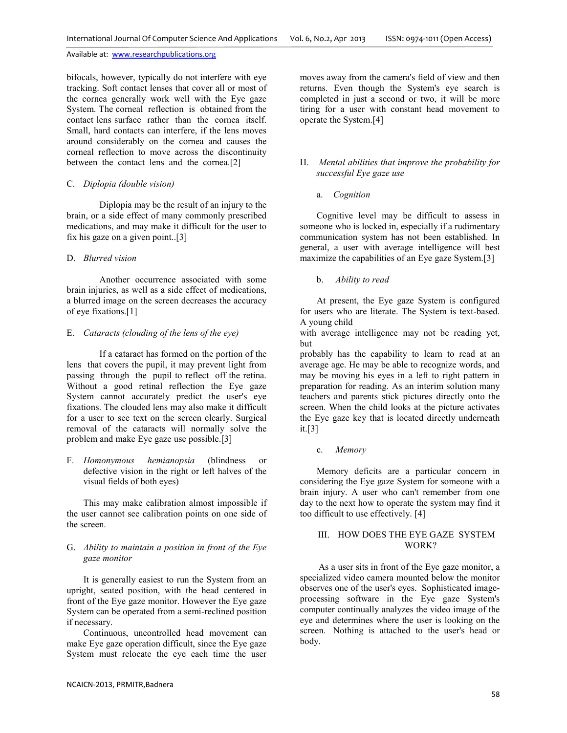bifocals, however, typically do not interfere with eye tracking. Soft contact lenses that cover all or most of the cornea generally work well with the Eye gaze System. The corneal reflection is obtained from the contact lens surface rather than the cornea itself. Small, hard contacts can interfere, if the lens moves around considerably on the cornea and causes the corneal reflection to move across the discontinuity between the contact lens and the cornea.[2]

### C. *Diplopia (double vision)*

Diplopia may be the result of an injury to the brain, or a side effect of many commonly prescribed medications, and may make it difficult for the user to fix his gaze on a given point..[3]

### D. *Blurred vision*

Another occurrence associated with some brain injuries, as well as a side effect of medications, a blurred image on the screen decreases the accuracy of eye fixations.[1]

### E. *Cataracts (clouding of the lens of the eye)*

If a cataract has formed on the portion of the lens that covers the pupil, it may prevent light from passing through the pupil to reflect off the retina. Without a good retinal reflection the Eye gaze System cannot accurately predict the user's eye fixations. The clouded lens may also make it difficult for a user to see text on the screen clearly. Surgical removal of the cataracts will normally solve the problem and make Eye gaze use possible.[3]

### F. *Homonymous hemianopsia* (blindness or defective vision in the right or left halves of the visual fields of both eyes)

This may make calibration almost impossible if the user cannot see calibration points on one side of the screen.

### G. *Ability to maintain a position in front of the Eye gaze monitor*

It is generally easiest to run the System from an upright, seated position, with the head centered in front of the Eye gaze monitor. However the Eye gaze System can be operated from a semi-reclined position if necessary.

Continuous, uncontrolled head movement can make Eye gaze operation difficult, since the Eye gaze System must relocate the eye each time the user moves away from the camera's field of view and then returns. Even though the System's eye search is completed in just a second or two, it will be more tiring for a user with constant head movement to operate the System.[4]

### H. *Mental abilities that improve the probability for successful Eye gaze use*

#### a. *Cognition*

Cognitive level may be difficult to assess in someone who is locked in, especially if a rudimentary communication system has not been established. In general, a user with average intelligence will best maximize the capabilities of an Eye gaze System.[3]

#### b. *Ability to read*

At present, the Eye gaze System is configured for users who are literate. The System is text-based. A young child with average intelligence may not be reading yet, but probably has the capability to learn to read at an average age. He may be able to recognize words, and may be moving his eyes in a left to right pattern in preparation for reading. As an interim solution many teachers and parents stick pictures directly onto the screen. When the child looks at the picture activates the Eye gaze key that is located directly underneath it.[3]

#### c. *Memory*

Memory deficits are a particular concern in considering the Eye gaze System for someone with a brain injury. A user who can't remember from one day to the next how to operate the system may find it too difficult to use effectively. [4]

## III. HOW DOES THE EYE GAZE SYSTEM WORK?

As a user sits in front of the Eye gaze monitor, a specialized video camera mounted below the monitor observes one of the user's eyes. Sophisticated image-processing software in the Eye gaze System's computer continually analyzes the video image of the eye and determines where the user is looking on the screen. Nothing is attached to the user's head or body.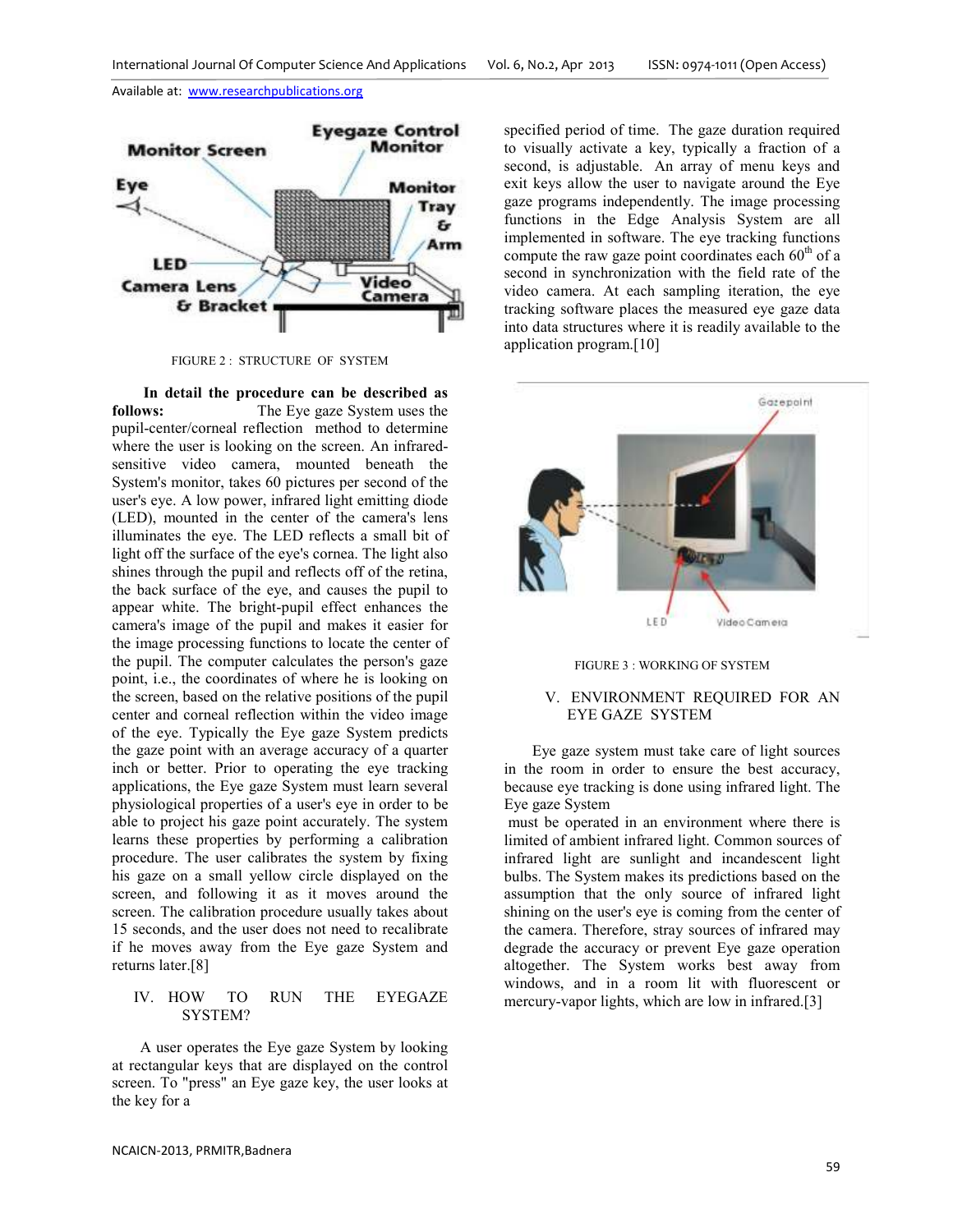FIGURE 2 : STRUCTURE OF SYSTEM

**In detail the procedure can be described as follows:** The Eye gaze System uses the pupil-center/corneal reflection method to determine where the user is looking on the screen. An infrared-sensitive video camera, mounted beneath the System's monitor, takes 60 pictures per second of the user's eye. A low power, infrared light emitting diode (LED), mounted in the center of the camera's lens illuminates the eye. The LED reflects a small bit of light off the surface of the eye's cornea. The light also shines through the pupil and reflects off of the retina, the back surface of the eye, and causes the pupil to appear white. The bright-pupil effect enhances the camera's image of the pupil and makes it easier for the image processing functions to locate the center of the pupil. The computer calculates the person's gaze point, i.e., the coordinates of where he is looking on the screen, based on the relative positions of the pupil center and corneal reflection within the video image of the eye. Typically the Eye gaze System predicts the gaze point with an average accuracy of a quarter inch or better. Prior to operating the eye tracking applications, the Eye gaze System must learn several physiological properties of a user's eye in order to be able to project his gaze point accurately. The system learns these properties by performing a calibration procedure. The user calibrates the system by fixing his gaze on a small yellow circle displayed on the screen, and following it as it moves around the screen. The calibration procedure usually takes about 15 seconds, and the user does not need to recalibrate if he moves away from the Eye gaze System and returns later.[8]

## IV. HOW TO RUN THE EYEGAZE SYSTEM?

A user operates the Eye gaze System by looking at rectangular keys that are displayed on the control screen. To "press" an Eye gaze key, the user looks at the key for a specified period of time. The gaze duration required to visually activate a key, typically a fraction of a second, is adjustable. An array of menu keys and exit keys allow the user to navigate around the Eye gaze programs independently. The image processing functions in the Edge Analysis System are all implemented in software. The eye tracking functions compute the raw gaze point coordinates each 60$^{th}$ of a second in synchronization with the field rate of the video camera. At each sampling iteration, the eye tracking software places the measured eye gaze data into data structures where it is readily available to the application program.[10]

FIGURE 3 : WORKING OF SYSTEM

## V. ENVIRONMENT REQUIRED FOR AN EYE GAZE SYSTEM

Eye gaze system must take care of light sources in the room in order to ensure the best accuracy, because eye tracking is done using infrared light. The Eye gaze System must be operated in an environment where there is limited of ambient infrared light. Common sources of infrared light are sunlight and incandescent light bulbs. The System makes its predictions based on the assumption that the only source of infrared light shining on the user's eye is coming from the center of the camera. Therefore, stray sources of infrared may degrade the accuracy or prevent Eye gaze operation altogether. The System works best away from windows, and in a room lit with fluorescent or mercury-vapor lights, which are low in infrared.[3]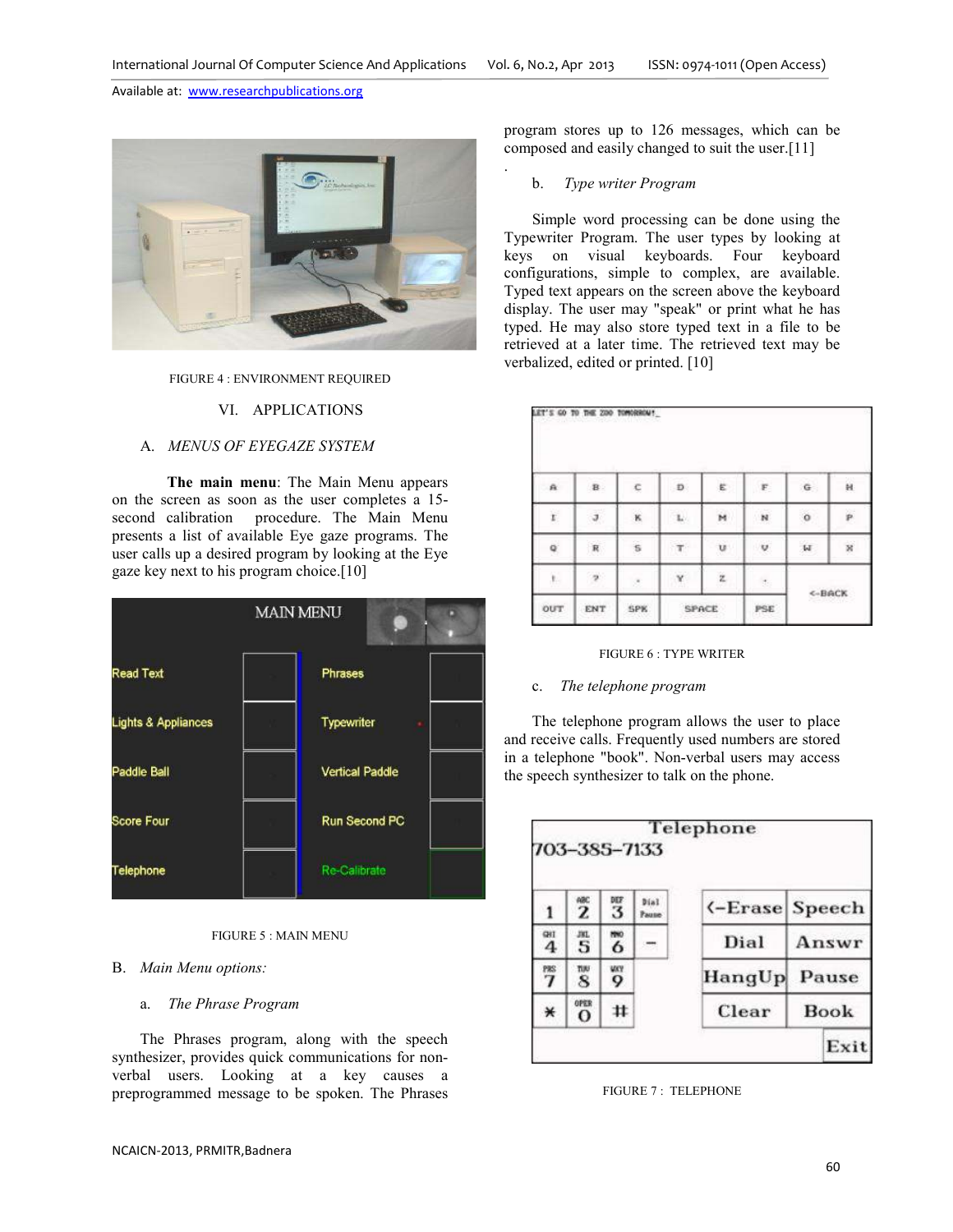FIGURE 4 : ENVIRONMENT REQUIRED

## VI. APPLICATIONS

### A. *MENUS OF EYEGAZE SYSTEM*

**The main menu**: The Main Menu appears on the screen as soon as the user completes a 15-second calibration procedure. The Main Menu presents a list of available Eye gaze programs. The user calls up a desired program by looking at the Eye gaze key next to his program choice.[10]

FIGURE 5 : MAIN MENU

### B. *Main Menu options:*

#### a. *The Phrase Program*

The Phrases program, along with the speech synthesizer, provides quick communications for non-verbal users. Looking at a key causes a preprogrammed message to be spoken. The Phrases program stores up to 126 messages, which can be composed and easily changed to suit the user.[11]

#### b. *Type writer Program*

Simple word processing can be done using the Typewriter Program. The user types by looking at keys on visual keyboards. Four keyboard configurations, simple to complex, are available. Typed text appears on the screen above the keyboard display. The user may "speak" or print what he has typed. He may also store typed text in a file to be retrieved at a later time. The retrieved text may be verbalized, edited or printed. [10]

FIGURE 6 : TYPE WRITER

#### c. *The telephone program*

The telephone program allows the user to place and receive calls. Frequently used numbers are stored in a telephone "book". Non-verbal users may access the speech synthesizer to talk on the phone.

FIGURE 7 : TELEPHONE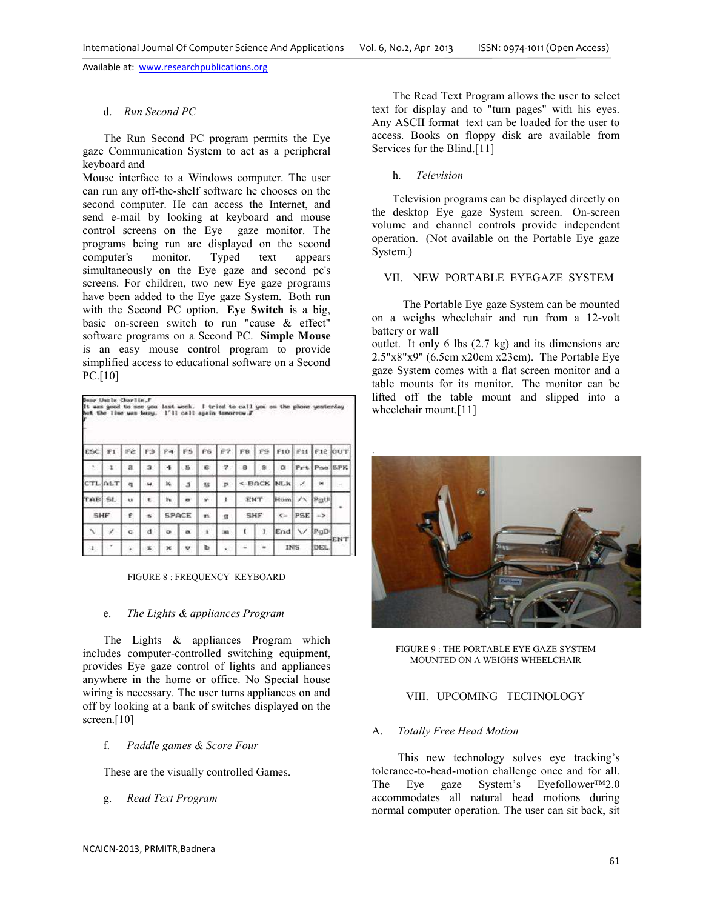d. *Run Second PC*

The Run Second PC program permits the Eye gaze Communication System to act as a peripheral keyboard and
Mouse interface to a Windows computer. The user can run any off-the-shelf software he chooses on the second computer. He can access the Internet, and send e-mail by looking at keyboard and mouse control screens on the Eye gaze monitor. The programs being run are displayed on the second computer's monitor. Typed text appears simultaneously on the Eye gaze and second pc's screens. For children, two new Eye gaze programs have been added to the Eye gaze System. Both run with the Second PC option. **Eye Switch** is a big, basic on-screen switch to run "cause & effect" software programs on a Second PC. **Simple Mouse** is an easy mouse control program to provide simplified access to educational software on a Second PC.[10]

FIGURE 8 : FREQUENCY KEYBOARD

e. *The Lights & appliances Program*

The Lights & appliances Program which includes computer-controlled switching equipment, provides Eye gaze control of lights and appliances anywhere in the home or office. No Special house wiring is necessary. The user turns appliances on and off by looking at a bank of switches displayed on the screen.[10]

f. *Paddle games & Score Four*

These are the visually controlled Games.

g. *Read Text Program*

The Read Text Program allows the user to select text for display and to "turn pages" with his eyes. Any ASCII format text can be loaded for the user to access. Books on floppy disk are available from Services for the Blind.[11]

h. *Television*

Television programs can be displayed directly on the desktop Eye gaze System screen. On-screen volume and channel controls provide independent operation. (Not available on the Portable Eye gaze System.)

## VII. NEW PORTABLE EYEGAZE SYSTEM

The Portable Eye gaze System can be mounted on a weighs wheelchair and run from a 12-volt battery or wall
outlet. It only 6 lbs (2.7 kg) and its dimensions are 2.5"x8"x9" (6.5cm x20cm x23cm). The Portable Eye gaze System comes with a flat screen monitor and a table mounts for its monitor. The monitor can be lifted off the table mount and slipped into a wheelchair mount.[11]

FIGURE 9 : THE PORTABLE EYE GAZE SYSTEM MOUNTED ON A WEIGHS WHEELCHAIR

## VIII. UPCOMING TECHNOLOGY

A. *Totally Free Head Motion*

This new technology solves eye tracking's tolerance-to-head-motion challenge once and for all. The Eye gaze System's Eyefollower™2.0 accommodates all natural head motions during normal computer operation. The user can sit back, sit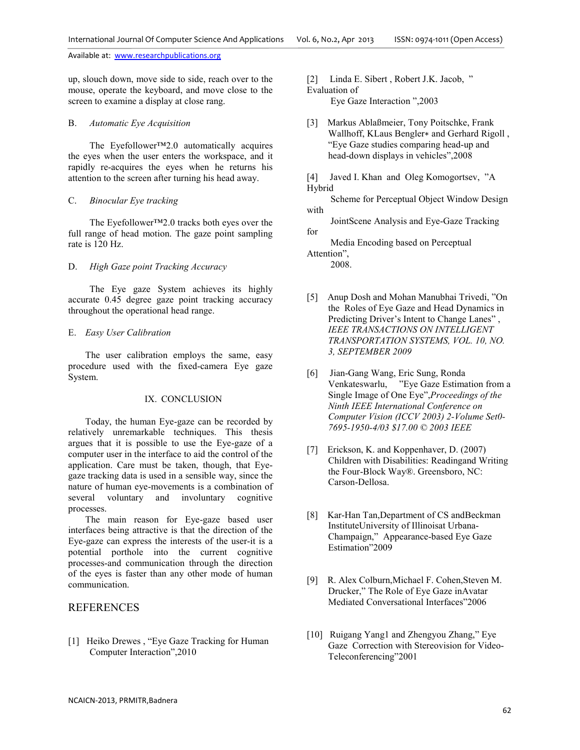up, slouch down, move side to side, reach over to the mouse, operate the keyboard, and move close to the screen to examine a display at close rang.

### B. *Automatic Eye Acquisition*

The Eyefollower™2.0 automatically acquires the eyes when the user enters the workspace, and it rapidly re-acquires the eyes when he returns his attention to the screen after turning his head away.

### C. *Binocular Eye tracking*

The Eyefollower™2.0 tracks both eyes over the full range of head motion. The gaze point sampling rate is 120 Hz.

### D. *High Gaze point Tracking Accuracy*

The Eye gaze System achieves its highly accurate 0.45 degree gaze point tracking accuracy throughout the operational head range.

### E. *Easy User Calibration*

The user calibration employs the same, easy procedure used with the fixed-camera Eye gaze System.

## IX. CONCLUSION

Today, the human Eye-gaze can be recorded by relatively unremarkable techniques. This thesis argues that it is possible to use the Eye-gaze of a computer user in the interface to aid the control of the application. Care must be taken, though, that Eye-gaze tracking data is used in a sensible way, since the nature of human eye-movements is a combination of several voluntary and involuntary cognitive processes.

The main reason for Eye-gaze based user interfaces being attractive is that the direction of the Eye-gaze can express the interests of the user-it is a potential porthole into the current cognitive processes-and communication through the direction of the eyes is faster than any other mode of human communication.

## REFERENCES

[1] Heiko Drewes , “Eye Gaze Tracking for Human Computer Interaction”,2010

[2] Linda E. Sibert , Robert J.K. Jacob, ” Evaluation of Eye Gaze Interaction ”,2003

[3] Markus Ablaßmeier, Tony Poitschke, Frank Wallhoff, KLaus Bengler∗ and Gerhard Rigoll , “Eye Gaze studies comparing head-up and head-down displays in vehicles”,2008

[4] Javed I. Khan and Oleg Komogortsev, ”A Hybrid Scheme for Perceptual Object Window Design with JointScene Analysis and Eye-Gaze Tracking for Media Encoding based on Perceptual Attention”, 2008.

[5] Anup Dosh and Mohan Manubhai Trivedi, ”On the Roles of Eye Gaze and Head Dynamics in Predicting Driver’s Intent to Change Lanes” , *IEEE TRANSACTIONS ON INTELLIGENT TRANSPORTATION SYSTEMS, VOL. 10, NO. 3, SEPTEMBER 2009*

[6] Jian-Gang Wang, Eric Sung, Ronda Venkateswarlu, ”Eye Gaze Estimation from a Single Image of One Eye”,*Proceedings of the Ninth IEEE International Conference on Computer Vision (ICCV 2003) 2-Volume Set0-7695-1950-4/03 $17.00 © 2003 IEEE*

[7] Erickson, K. and Koppenhaver, D. (2007) Children with Disabilities: Readingand Writing the Four-Block Way®. Greensboro, NC: Carson-Dellosa.

[8] Kar-Han Tan,Department of CS andBeckman InstituteUniversity of Illinoisat Urbana-Champaign,” Appearance-based Eye Gaze Estimation”2009

[9] R. Alex Colburn,Michael F. Cohen,Steven M. Drucker,” The Role of Eye Gaze inAvatar Mediated Conversational Interfaces”2006

[10] Ruigang Yang1 and Zhengyou Zhang,” Eye Gaze Correction with Stereovision for Video-Teleconferencing”2001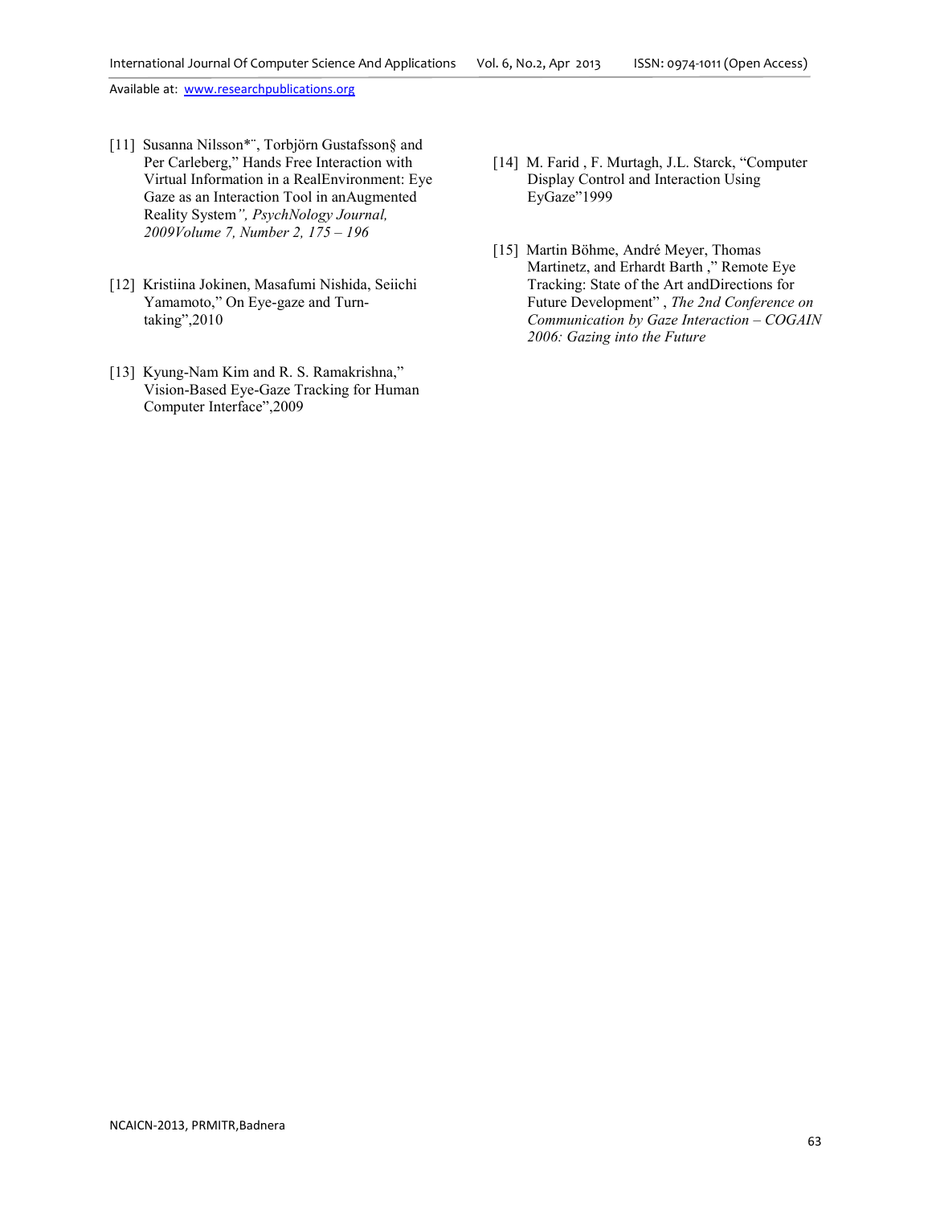[11] Susanna Nilsson*¨, Torbjörn Gustafsson§ and Per Carleberg," Hands Free Interaction with Virtual Information in a RealEnvironment: Eye Gaze as an Interaction Tool in anAugmented Reality System*", PsychNology Journal, 2009Volume 7, Number 2, 175 – 196*

[12] Kristiina Jokinen, Masafumi Nishida, Seiichi Yamamoto," On Eye-gaze and Turn-taking",2010

[13] Kyung-Nam Kim and R. S. Ramakrishna," Vision-Based Eye-Gaze Tracking for Human Computer Interface",2009

[14] M. Farid , F. Murtagh, J.L. Starck, "Computer Display Control and Interaction Using EyGaze"1999

[15] Martin Böhme, André Meyer, Thomas Martinetz, and Erhardt Barth ," Remote Eye Tracking: State of the Art andDirections for Future Development" , *The 2nd Conference on Communication by Gaze Interaction – COGAIN 2006: Gazing into the Future*